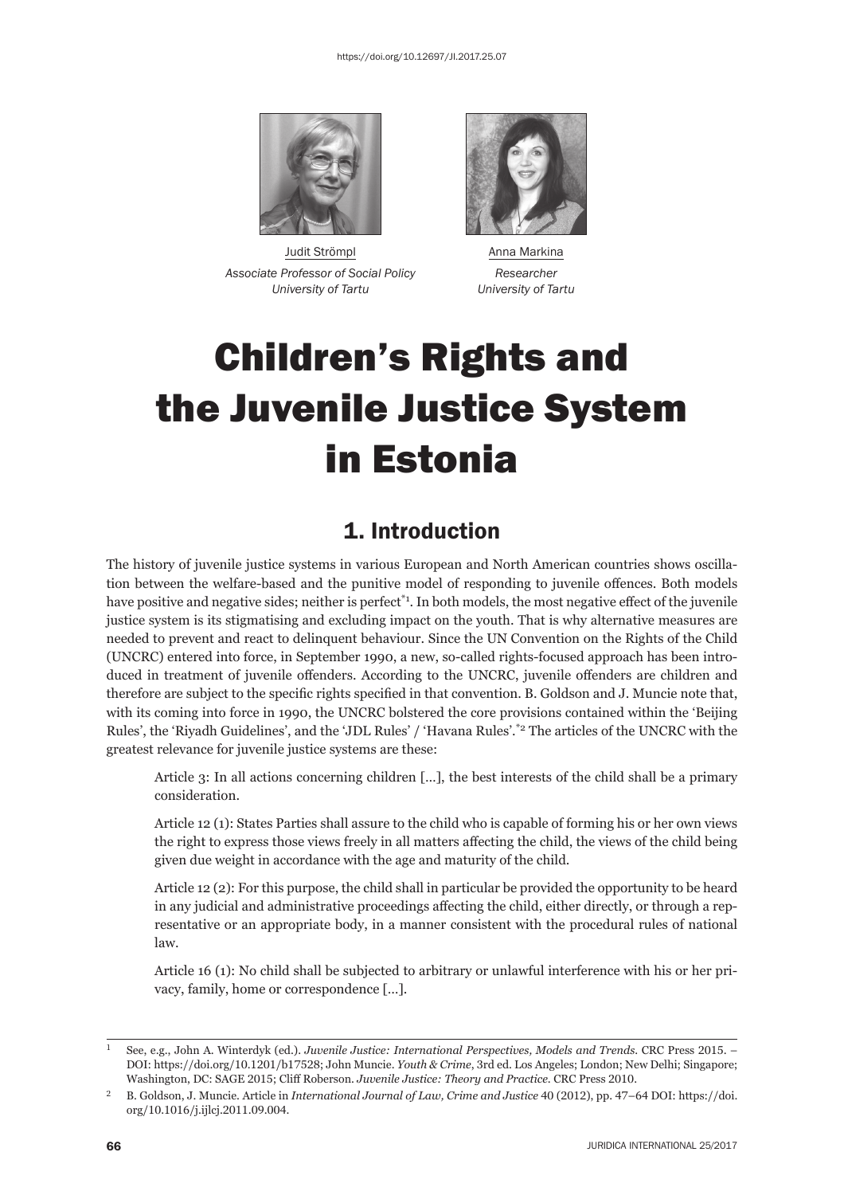https://doi.org/10.12697/JI.2017.25.07

Judit Strömpl
*Associate Professor of Social Policy*
*University of Tartu*

Anna Markina
*Researcher*
*University of Tartu*

# Children's Rights and the Juvenile Justice System in Estonia

## 1. Introduction

The history of juvenile justice systems in various European and North American countries shows oscillation between the welfare-based and the punitive model of responding to juvenile offences. Both models have positive and negative sides; neither is perfect[*1]. In both models, the most negative effect of the juvenile justice system is its stigmatising and excluding impact on the youth. That is why alternative measures are needed to prevent and react to delinquent behaviour. Since the UN Convention on the Rights of the Child (UNCRC) entered into force, in September 1990, a new, so-called rights-focused approach has been introduced in treatment of juvenile offenders. According to the UNCRC, juvenile offenders are children and therefore are subject to the specific rights specified in that convention. B. Goldson and J. Muncie note that, with its coming into force in 1990, the UNCRC bolstered the core provisions contained within the 'Beijing Rules', the 'Riyadh Guidelines', and the 'JDL Rules' / 'Havana Rules'.[*2] The articles of the UNCRC with the greatest relevance for juvenile justice systems are these:

> Article 3: In all actions concerning children […], the best interests of the child shall be a primary consideration.
>
> Article 12 (1): States Parties shall assure to the child who is capable of forming his or her own views the right to express those views freely in all matters affecting the child, the views of the child being given due weight in accordance with the age and maturity of the child.
>
> Article 12 (2): For this purpose, the child shall in particular be provided the opportunity to be heard in any judicial and administrative proceedings affecting the child, either directly, or through a representative or an appropriate body, in a manner consistent with the procedural rules of national law.
>
> Article 16 (1): No child shall be subjected to arbitrary or unlawful interference with his or her privacy, family, home or correspondence […].

---

[1] See, e.g., John A. Winterdyk (ed.). *Juvenile Justice: International Perspectives, Models and Trends*. CRC Press 2015. – DOI: https://doi.org/10.1201/b17528; John Muncie. *Youth & Crime*, 3rd ed. Los Angeles; London; New Delhi; Singapore; Washington, DC: SAGE 2015; Cliff Roberson. *Juvenile Justice: Theory and Practice*. CRC Press 2010.

[2] B. Goldson, J. Muncie. Article in *International Journal of Law, Crime and Justice* 40 (2012), pp. 47–64 DOI: https://doi.org/10.1016/j.ijlcj.2011.09.004.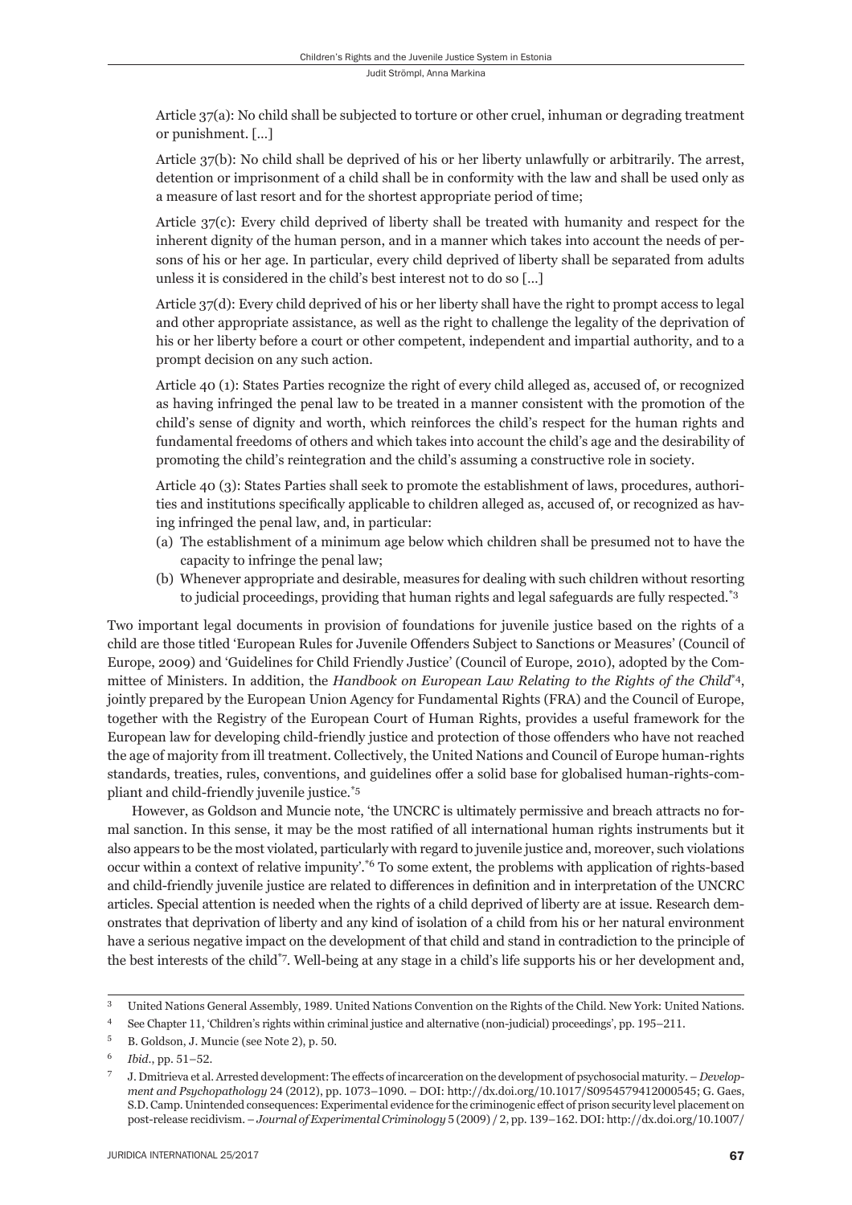Article 37(a): No child shall be subjected to torture or other cruel, inhuman or degrading treatment or punishment. […]

Article 37(b): No child shall be deprived of his or her liberty unlawfully or arbitrarily. The arrest, detention or imprisonment of a child shall be in conformity with the law and shall be used only as a measure of last resort and for the shortest appropriate period of time;

Article 37(c): Every child deprived of liberty shall be treated with humanity and respect for the inherent dignity of the human person, and in a manner which takes into account the needs of persons of his or her age. In particular, every child deprived of liberty shall be separated from adults unless it is considered in the child's best interest not to do so […]

Article 37(d): Every child deprived of his or her liberty shall have the right to prompt access to legal and other appropriate assistance, as well as the right to challenge the legality of the deprivation of his or her liberty before a court or other competent, independent and impartial authority, and to a prompt decision on any such action.

Article 40 (1): States Parties recognize the right of every child alleged as, accused of, or recognized as having infringed the penal law to be treated in a manner consistent with the promotion of the child's sense of dignity and worth, which reinforces the child's respect for the human rights and fundamental freedoms of others and which takes into account the child's age and the desirability of promoting the child's reintegration and the child's assuming a constructive role in society.

Article 40 (3): States Parties shall seek to promote the establishment of laws, procedures, authorities and institutions specifically applicable to children alleged as, accused of, or recognized as having infringed the penal law, and, in particular:

(a) The establishment of a minimum age below which children shall be presumed not to have the capacity to infringe the penal law;
(b) Whenever appropriate and desirable, measures for dealing with such children without resorting to judicial proceedings, providing that human rights and legal safeguards are fully respected.[*3]

Two important legal documents in provision of foundations for juvenile justice based on the rights of a child are those titled 'European Rules for Juvenile Offenders Subject to Sanctions or Measures' (Council of Europe, 2009) and 'Guidelines for Child Friendly Justice' (Council of Europe, 2010), adopted by the Committee of Ministers. In addition, the *Handbook on European Law Relating to the Rights of the Child*[*4], jointly prepared by the European Union Agency for Fundamental Rights (FRA) and the Council of Europe, together with the Registry of the European Court of Human Rights, provides a useful framework for the European law for developing child-friendly justice and protection of those offenders who have not reached the age of majority from ill treatment. Collectively, the United Nations and Council of Europe human-rights standards, treaties, rules, conventions, and guidelines offer a solid base for globalised human-rights-compliant and child-friendly juvenile justice.[*5]

However, as Goldson and Muncie note, 'the UNCRC is ultimately permissive and breach attracts no formal sanction. In this sense, it may be the most ratified of all international human rights instruments but it also appears to be the most violated, particularly with regard to juvenile justice and, moreover, such violations occur within a context of relative impunity'.[*6] To some extent, the problems with application of rights-based and child-friendly juvenile justice are related to differences in definition and in interpretation of the UNCRC articles. Special attention is needed when the rights of a child deprived of liberty are at issue. Research demonstrates that deprivation of liberty and any kind of isolation of a child from his or her natural environment have a serious negative impact on the development of that child and stand in contradiction to the principle of the best interests of the child[*7]. Well-being at any stage in a child's life supports his or her development and,

---

3 United Nations General Assembly, 1989. United Nations Convention on the Rights of the Child. New York: United Nations.

4 See Chapter 11, 'Children's rights within criminal justice and alternative (non-judicial) proceedings', pp. 195–211.

5 B. Goldson, J. Muncie (see Note 2), p. 50.

6 *Ibid*., pp. 51–52.

7 J. Dmitrieva et al. Arrested development: The effects of incarceration on the development of psychosocial maturity. – *Development and Psychopathology* 24 (2012), pp. 1073–1090. – DOI: http://dx.doi.org/10.1017/S0954579412000545; G. Gaes, S.D. Camp. Unintended consequences: Experimental evidence for the criminogenic effect of prison security level placement on post-release recidivism. – *Journal of Experimental Criminology* 5 (2009) / 2, pp. 139–162. DOI: http://dx.doi.org/10.1007/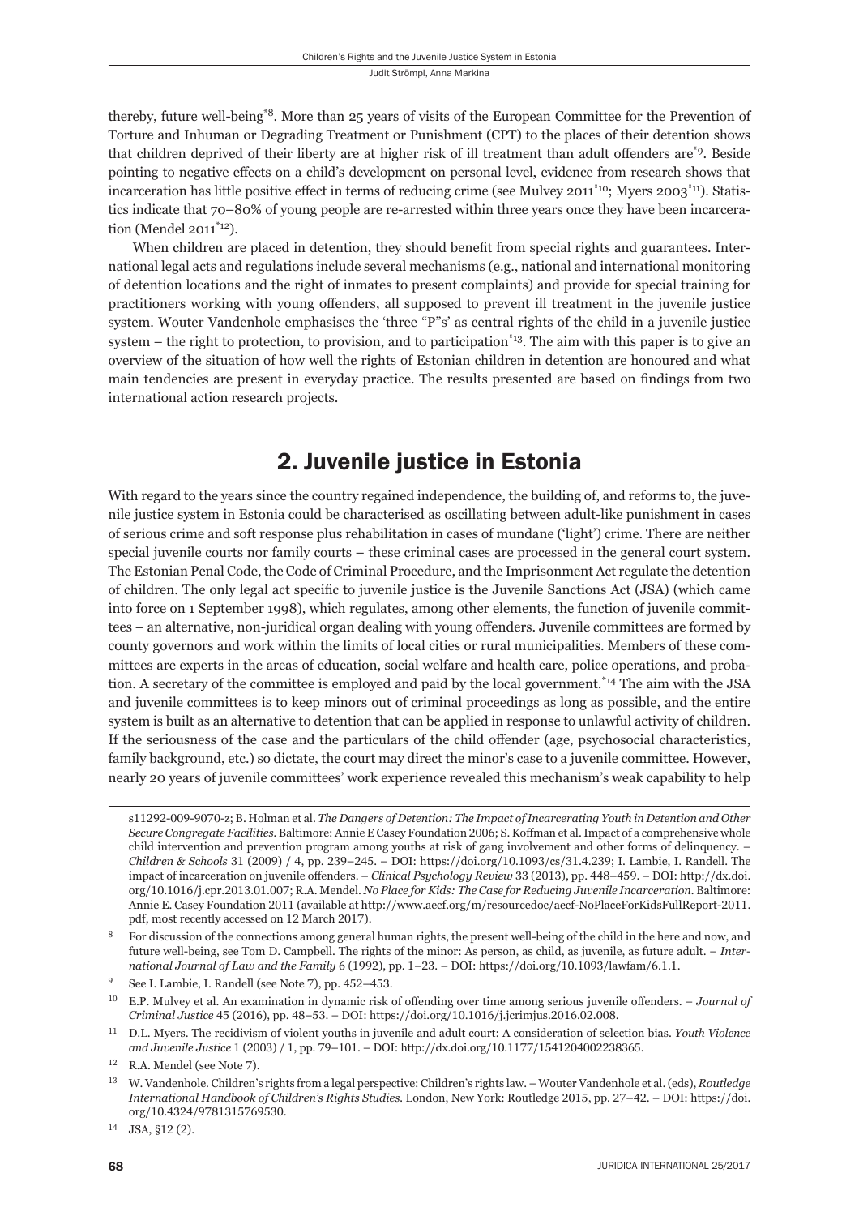thereby, future well-being[*8]. More than 25 years of visits of the European Committee for the Prevention of Torture and Inhuman or Degrading Treatment or Punishment (CPT) to the places of their detention shows that children deprived of their liberty are at higher risk of ill treatment than adult offenders are[*9]. Beside pointing to negative effects on a child's development on personal level, evidence from research shows that incarceration has little positive effect in terms of reducing crime (see Mulvey 2011[*10]; Myers 2003[*11]). Statistics indicate that 70–80% of young people are re-arrested within three years once they have been incarceration (Mendel 2011[*12]).

When children are placed in detention, they should benefit from special rights and guarantees. International legal acts and regulations include several mechanisms (e.g., national and international monitoring of detention locations and the right of inmates to present complaints) and provide for special training for practitioners working with young offenders, all supposed to prevent ill treatment in the juvenile justice system. Wouter Vandenhole emphasises the 'three "P"s' as central rights of the child in a juvenile justice system – the right to protection, to provision, and to participation[*13]. The aim with this paper is to give an overview of the situation of how well the rights of Estonian children in detention are honoured and what main tendencies are present in everyday practice. The results presented are based on findings from two international action research projects.

## 2. Juvenile justice in Estonia

With regard to the years since the country regained independence, the building of, and reforms to, the juvenile justice system in Estonia could be characterised as oscillating between adult-like punishment in cases of serious crime and soft response plus rehabilitation in cases of mundane ('light') crime. There are neither special juvenile courts nor family courts – these criminal cases are processed in the general court system. The Estonian Penal Code, the Code of Criminal Procedure, and the Imprisonment Act regulate the detention of children. The only legal act specific to juvenile justice is the Juvenile Sanctions Act (JSA) (which came into force on 1 September 1998), which regulates, among other elements, the function of juvenile committees – an alternative, non-juridical organ dealing with young offenders. Juvenile committees are formed by county governors and work within the limits of local cities or rural municipalities. Members of these committees are experts in the areas of education, social welfare and health care, police operations, and probation. A secretary of the committee is employed and paid by the local government.[*14] The aim with the JSA and juvenile committees is to keep minors out of criminal proceedings as long as possible, and the entire system is built as an alternative to detention that can be applied in response to unlawful activity of children. If the seriousness of the case and the particulars of the child offender (age, psychosocial characteristics, family background, etc.) so dictate, the court may direct the minor's case to a juvenile committee. However, nearly 20 years of juvenile committees' work experience revealed this mechanism's weak capability to help

---

s11292-009-9070-z; B. Holman et al. *The Dangers of Detention: The Impact of Incarcerating Youth in Detention and Other Secure Congregate Facilities*. Baltimore: Annie E Casey Foundation 2006; S. Koffman et al. Impact of a comprehensive whole child intervention and prevention program among youths at risk of gang involvement and other forms of delinquency. – *Children & Schools* 31 (2009) / 4, pp. 239–245. – DOI: https://doi.org/10.1093/cs/31.4.239; I. Lambie, I. Randell. The impact of incarceration on juvenile offenders. – *Clinical Psychology Review* 33 (2013), pp. 448–459. – DOI: http://dx.doi.org/10.1016/j.cpr.2013.01.007; R.A. Mendel. *No Place for Kids: The Case for Reducing Juvenile Incarceration*. Baltimore: Annie E. Casey Foundation 2011 (available at http://www.aecf.org/m/resourcedoc/aecf-NoPlaceForKidsFullReport-2011.pdf, most recently accessed on 12 March 2017).

[8] For discussion of the connections among general human rights, the present well-being of the child in the here and now, and future well-being, see Tom D. Campbell. The rights of the minor: As person, as child, as juvenile, as future adult. – *International Journal of Law and the Family* 6 (1992), pp. 1–23. – DOI: https://doi.org/10.1093/lawfam/6.1.1.

[9] See I. Lambie, I. Randell (see Note 7), pp. 452–453.

[10] E.P. Mulvey et al. An examination in dynamic risk of offending over time among serious juvenile offenders. – *Journal of Criminal Justice* 45 (2016), pp. 48–53. – DOI: https://doi.org/10.1016/j.jcrimjus.2016.02.008.

[11] D.L. Myers. The recidivism of violent youths in juvenile and adult court: A consideration of selection bias. *Youth Violence and Juvenile Justice* 1 (2003) / 1, pp. 79–101. – DOI: http://dx.doi.org/10.1177/1541204002238365.

[12] R.A. Mendel (see Note 7).

[13] W. Vandenhole. Children's rights from a legal perspective: Children's rights law. – Wouter Vandenhole et al. (eds), *Routledge International Handbook of Children's Rights Studies*. London, New York: Routledge 2015, pp. 27–42. – DOI: https://doi.org/10.4324/9781315769530.

[14] JSA, §12 (2).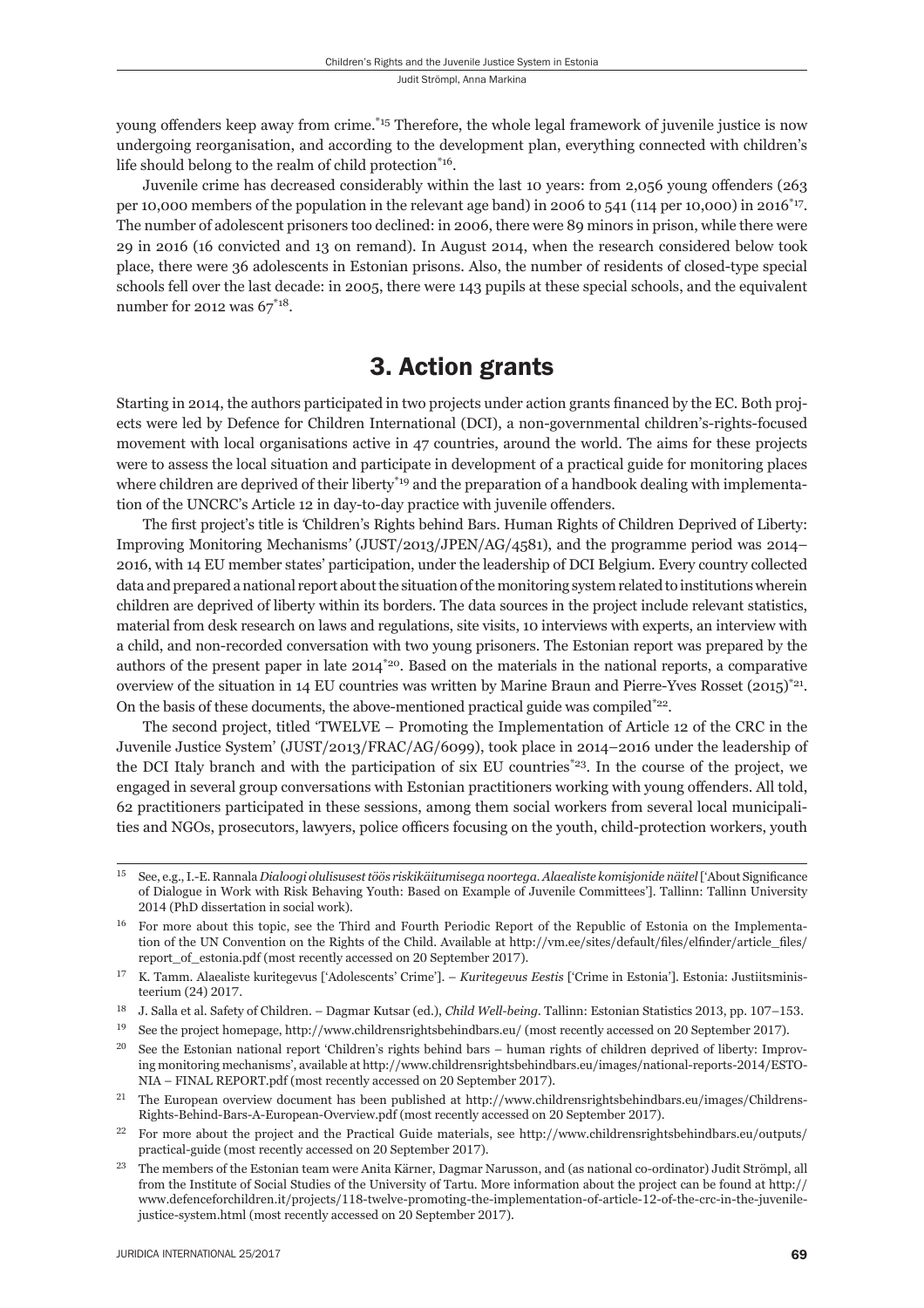young offenders keep away from crime.[15] Therefore, the whole legal framework of juvenile justice is now undergoing reorganisation, and according to the development plan, everything connected with children's life should belong to the realm of child protection[16].

Juvenile crime has decreased considerably within the last 10 years: from 2,056 young offenders (263 per 10,000 members of the population in the relevant age band) in 2006 to 541 (114 per 10,000) in 2016[17]. The number of adolescent prisoners too declined: in 2006, there were 89 minors in prison, while there were 29 in 2016 (16 convicted and 13 on remand). In August 2014, when the research considered below took place, there were 36 adolescents in Estonian prisons. Also, the number of residents of closed-type special schools fell over the last decade: in 2005, there were 143 pupils at these special schools, and the equivalent number for 2012 was 67[18].

## 3. Action grants

Starting in 2014, the authors participated in two projects under action grants financed by the EC. Both projects were led by Defence for Children International (DCI), a non-governmental children's-rights-focused movement with local organisations active in 47 countries, around the world. The aims for these projects were to assess the local situation and participate in development of a practical guide for monitoring places where children are deprived of their liberty[19] and the preparation of a handbook dealing with implementation of the UNCRC's Article 12 in day-to-day practice with juvenile offenders.

The first project's title is 'Children's Rights behind Bars. Human Rights of Children Deprived of Liberty: Improving Monitoring Mechanisms' (JUST/2013/JPEN/AG/4581), and the programme period was 2014–2016, with 14 EU member states' participation, under the leadership of DCI Belgium. Every country collected data and prepared a national report about the situation of the monitoring system related to institutions wherein children are deprived of liberty within its borders. The data sources in the project include relevant statistics, material from desk research on laws and regulations, site visits, 10 interviews with experts, an interview with a child, and non-recorded conversation with two young prisoners. The Estonian report was prepared by the authors of the present paper in late 2014[20]. Based on the materials in the national reports, a comparative overview of the situation in 14 EU countries was written by Marine Braun and Pierre-Yves Rosset (2015)[21]. On the basis of these documents, the above-mentioned practical guide was compiled[22].

The second project, titled 'TWELVE – Promoting the Implementation of Article 12 of the CRC in the Juvenile Justice System' (JUST/2013/FRAC/AG/6099), took place in 2014–2016 under the leadership of the DCI Italy branch and with the participation of six EU countries[23]. In the course of the project, we engaged in several group conversations with Estonian practitioners working with young offenders. All told, 62 practitioners participated in these sessions, among them social workers from several local municipalities and NGOs, prosecutors, lawyers, police officers focusing on the youth, child-protection workers, youth

---

15 See, e.g., I.-E. Rannala *Dialoogi olulisusest töös riskikäitumisega noortega. Alaealiste komisjonide näitel* ['About Significance of Dialogue in Work with Risk Behaving Youth: Based on Example of Juvenile Committees']. Tallinn: Tallinn University 2014 (PhD dissertation in social work).

16 For more about this topic, see the Third and Fourth Periodic Report of the Republic of Estonia on the Implementation of the UN Convention on the Rights of the Child. Available at http://vm.ee/sites/default/files/elfinder/article_files/report_of_estonia.pdf (most recently accessed on 20 September 2017).

17 K. Tamm. Alaealiste kuritegevus ['Adolescents' Crime']. – *Kuritegevus Eestis* ['Crime in Estonia']. Estonia: Justiitsministeerium (24) 2017.

18 J. Salla et al. Safety of Children. – Dagmar Kutsar (ed.), *Child Well-being*. Tallinn: Estonian Statistics 2013, pp. 107–153.

19 See the project homepage, http://www.childrensrightsbehindbars.eu/ (most recently accessed on 20 September 2017).

20 See the Estonian national report 'Children's rights behind bars – human rights of children deprived of liberty: Improving monitoring mechanisms', available at http://www.childrensrightsbehindbars.eu/images/national-reports-2014/ESTONIA – FINAL REPORT.pdf (most recently accessed on 20 September 2017).

21 The European overview document has been published at http://www.childrensrightsbehindbars.eu/images/Childrens-Rights-Behind-Bars-A-European-Overview.pdf (most recently accessed on 20 September 2017).

22 For more about the project and the Practical Guide materials, see http://www.childrensrightsbehindbars.eu/outputs/practical-guide (most recently accessed on 20 September 2017).

23 The members of the Estonian team were Anita Kärner, Dagmar Narusson, and (as national co-ordinator) Judit Strömpl, all from the Institute of Social Studies of the University of Tartu. More information about the project can be found at http://www.defenceforchildren.it/projects/118-twelve-promoting-the-implementation-of-article-12-of-the-crc-in-the-juvenile-justice-system.html (most recently accessed on 20 September 2017).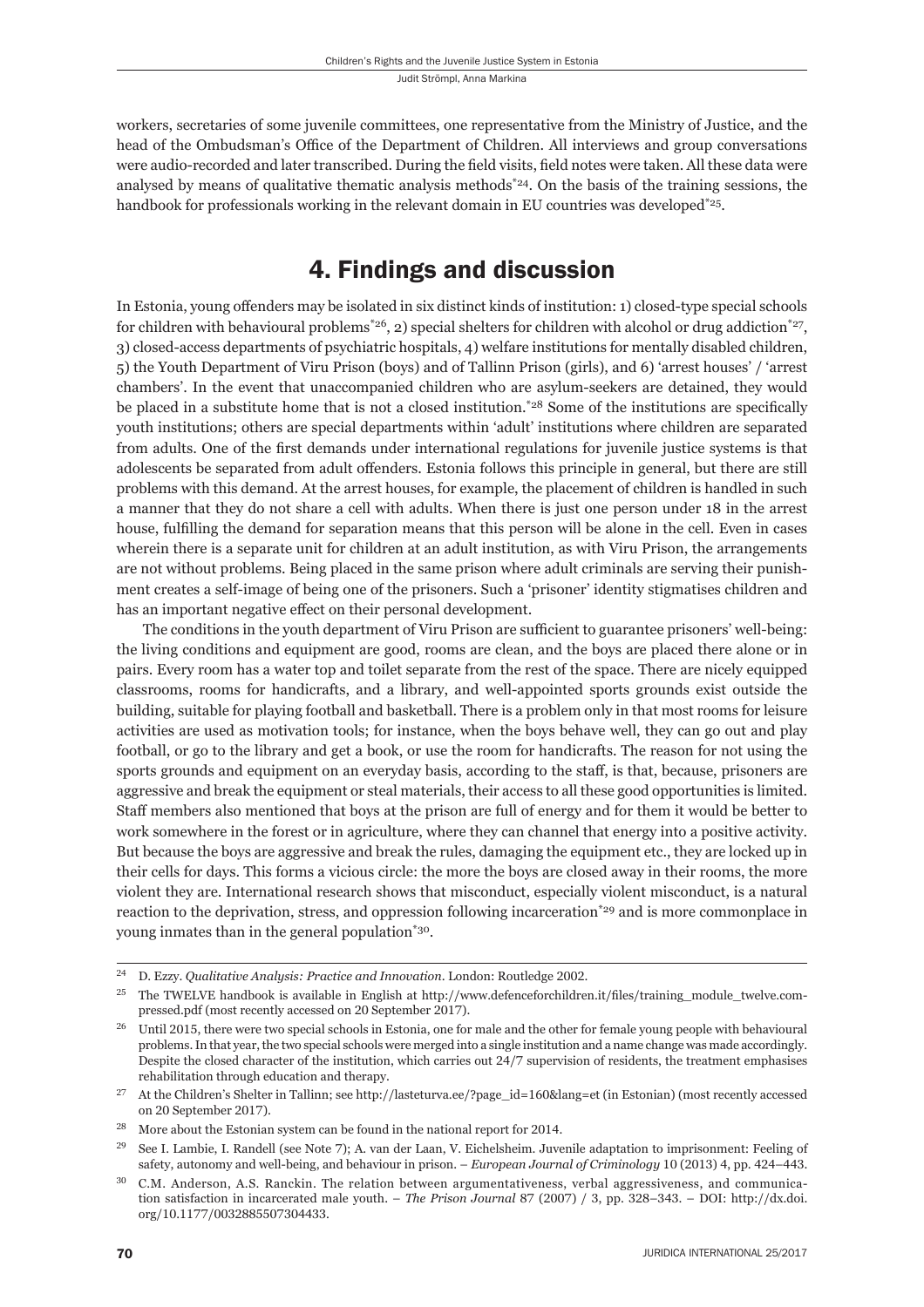workers, secretaries of some juvenile committees, one representative from the Ministry of Justice, and the head of the Ombudsman's Office of the Department of Children. All interviews and group conversations were audio-recorded and later transcribed. During the field visits, field notes were taken. All these data were analysed by means of qualitative thematic analysis methods[*24]. On the basis of the training sessions, the handbook for professionals working in the relevant domain in EU countries was developed[*25].

## 4. Findings and discussion

In Estonia, young offenders may be isolated in six distinct kinds of institution: 1) closed-type special schools for children with behavioural problems[*26], 2) special shelters for children with alcohol or drug addiction[*27], 3) closed-access departments of psychiatric hospitals, 4) welfare institutions for mentally disabled children, 5) the Youth Department of Viru Prison (boys) and of Tallinn Prison (girls), and 6) 'arrest houses' / 'arrest chambers'. In the event that unaccompanied children who are asylum-seekers are detained, they would be placed in a substitute home that is not a closed institution.[*28] Some of the institutions are specifically youth institutions; others are special departments within 'adult' institutions where children are separated from adults. One of the first demands under international regulations for juvenile justice systems is that adolescents be separated from adult offenders. Estonia follows this principle in general, but there are still problems with this demand. At the arrest houses, for example, the placement of children is handled in such a manner that they do not share a cell with adults. When there is just one person under 18 in the arrest house, fulfilling the demand for separation means that this person will be alone in the cell. Even in cases wherein there is a separate unit for children at an adult institution, as with Viru Prison, the arrangements are not without problems. Being placed in the same prison where adult criminals are serving their punishment creates a self-image of being one of the prisoners. Such a 'prisoner' identity stigmatises children and has an important negative effect on their personal development.

The conditions in the youth department of Viru Prison are sufficient to guarantee prisoners' well-being: the living conditions and equipment are good, rooms are clean, and the boys are placed there alone or in pairs. Every room has a water top and toilet separate from the rest of the space. There are nicely equipped classrooms, rooms for handicrafts, and a library, and well-appointed sports grounds exist outside the building, suitable for playing football and basketball. There is a problem only in that most rooms for leisure activities are used as motivation tools; for instance, when the boys behave well, they can go out and play football, or go to the library and get a book, or use the room for handicrafts. The reason for not using the sports grounds and equipment on an everyday basis, according to the staff, is that, because, prisoners are aggressive and break the equipment or steal materials, their access to all these good opportunities is limited. Staff members also mentioned that boys at the prison are full of energy and for them it would be better to work somewhere in the forest or in agriculture, where they can channel that energy into a positive activity. But because the boys are aggressive and break the rules, damaging the equipment etc., they are locked up in their cells for days. This forms a vicious circle: the more the boys are closed away in their rooms, the more violent they are. International research shows that misconduct, especially violent misconduct, is a natural reaction to the deprivation, stress, and oppression following incarceration[*29] and is more commonplace in young inmates than in the general population[*30].

---

[24] D. Ezzy. *Qualitative Analysis: Practice and Innovation*. London: Routledge 2002.

[25] The TWELVE handbook is available in English at http://www.defenceforchildren.it/files/training_module_twelve.compressed.pdf (most recently accessed on 20 September 2017).

[26] Until 2015, there were two special schools in Estonia, one for male and the other for female young people with behavioural problems. In that year, the two special schools were merged into a single institution and a name change was made accordingly. Despite the closed character of the institution, which carries out 24/7 supervision of residents, the treatment emphasises rehabilitation through education and therapy.

[27] At the Children's Shelter in Tallinn; see http://lasteturva.ee/?page_id=160&lang=et (in Estonian) (most recently accessed on 20 September 2017).

[28] More about the Estonian system can be found in the national report for 2014.

[29] See I. Lambie, I. Randell (see Note 7); A. van der Laan, V. Eichelsheim. Juvenile adaptation to imprisonment: Feeling of safety, autonomy and well-being, and behaviour in prison. – *European Journal of Criminology* 10 (2013) 4, pp. 424–443.

[30] C.M. Anderson, A.S. Ranckin. The relation between argumentativeness, verbal aggressiveness, and communication satisfaction in incarcerated male youth. – *The Prison Journal* 87 (2007) / 3, pp. 328–343. – DOI: http://dx.doi.org/10.1177/0032885507304433.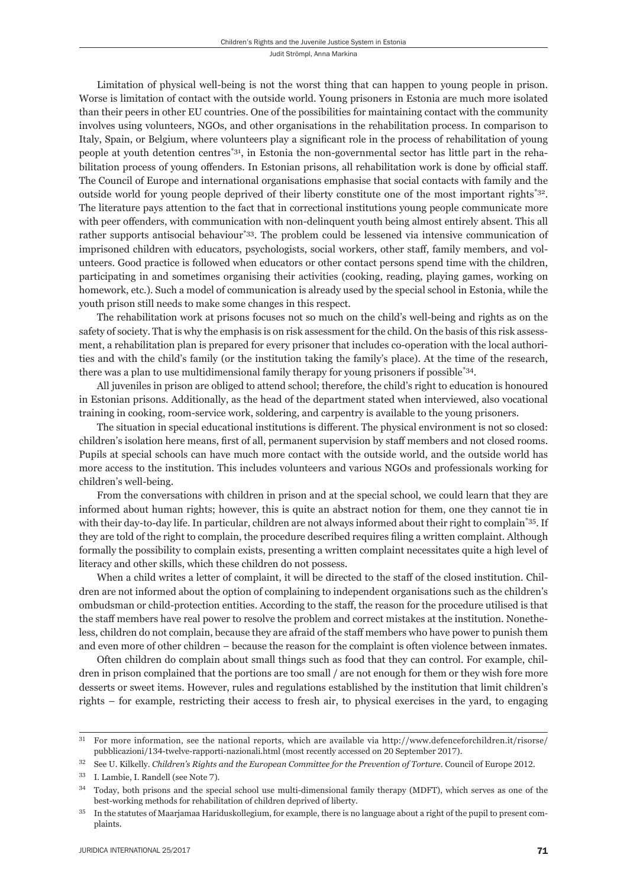Limitation of physical well-being is not the worst thing that can happen to young people in prison. Worse is limitation of contact with the outside world. Young prisoners in Estonia are much more isolated than their peers in other EU countries. One of the possibilities for maintaining contact with the community involves using volunteers, NGOs, and other organisations in the rehabilitation process. In comparison to Italy, Spain, or Belgium, where volunteers play a significant role in the process of rehabilitation of young people at youth detention centres[*31], in Estonia the non-governmental sector has little part in the rehabilitation process of young offenders. In Estonian prisons, all rehabilitation work is done by official staff. The Council of Europe and international organisations emphasise that social contacts with family and the outside world for young people deprived of their liberty constitute one of the most important rights[*32]. The literature pays attention to the fact that in correctional institutions young people communicate more with peer offenders, with communication with non-delinquent youth being almost entirely absent. This all rather supports antisocial behaviour[*33]. The problem could be lessened via intensive communication of imprisoned children with educators, psychologists, social workers, other staff, family members, and volunteers. Good practice is followed when educators or other contact persons spend time with the children, participating in and sometimes organising their activities (cooking, reading, playing games, working on homework, etc.). Such a model of communication is already used by the special school in Estonia, while the youth prison still needs to make some changes in this respect.

The rehabilitation work at prisons focuses not so much on the child's well-being and rights as on the safety of society. That is why the emphasis is on risk assessment for the child. On the basis of this risk assessment, a rehabilitation plan is prepared for every prisoner that includes co-operation with the local authorities and with the child's family (or the institution taking the family's place). At the time of the research, there was a plan to use multidimensional family therapy for young prisoners if possible[*34].

All juveniles in prison are obliged to attend school; therefore, the child's right to education is honoured in Estonian prisons. Additionally, as the head of the department stated when interviewed, also vocational training in cooking, room-service work, soldering, and carpentry is available to the young prisoners.

The situation in special educational institutions is different. The physical environment is not so closed: children's isolation here means, first of all, permanent supervision by staff members and not closed rooms. Pupils at special schools can have much more contact with the outside world, and the outside world has more access to the institution. This includes volunteers and various NGOs and professionals working for children's well-being.

From the conversations with children in prison and at the special school, we could learn that they are informed about human rights; however, this is quite an abstract notion for them, one they cannot tie in with their day-to-day life. In particular, children are not always informed about their right to complain[*35]. If they are told of the right to complain, the procedure described requires filing a written complaint. Although formally the possibility to complain exists, presenting a written complaint necessitates quite a high level of literacy and other skills, which these children do not possess.

When a child writes a letter of complaint, it will be directed to the staff of the closed institution. Children are not informed about the option of complaining to independent organisations such as the children's ombudsman or child-protection entities. According to the staff, the reason for the procedure utilised is that the staff members have real power to resolve the problem and correct mistakes at the institution. Nonetheless, children do not complain, because they are afraid of the staff members who have power to punish them and even more of other children – because the reason for the complaint is often violence between inmates.

Often children do complain about small things such as food that they can control. For example, children in prison complained that the portions are too small / are not enough for them or they wish fore more desserts or sweet items. However, rules and regulations established by the institution that limit children's rights – for example, restricting their access to fresh air, to physical exercises in the yard, to engaging

---

[31] For more information, see the national reports, which are available via http://www.defenceforchildren.it/risorse/pubblicazioni/134-twelve-rapporti-nazionali.html (most recently accessed on 20 September 2017).

[32] See U. Kilkelly. *Children's Rights and the European Committee for the Prevention of Torture*. Council of Europe 2012.

[33] I. Lambie, I. Randell (see Note 7).

[34] Today, both prisons and the special school use multi-dimensional family therapy (MDFT), which serves as one of the best-working methods for rehabilitation of children deprived of liberty.

[35] In the statutes of Maarjamaa Hariduskollegium, for example, there is no language about a right of the pupil to present complaints.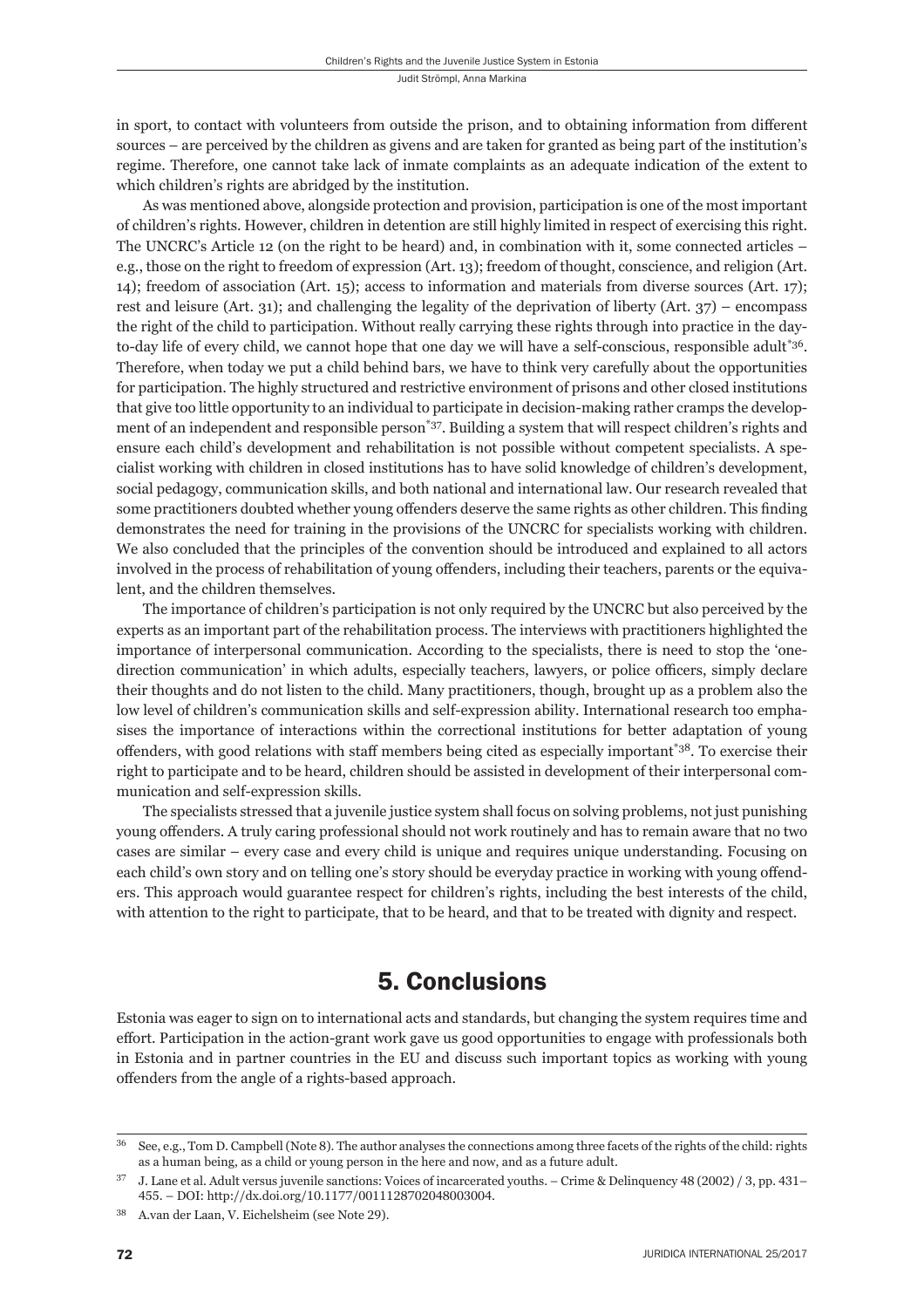in sport, to contact with volunteers from outside the prison, and to obtaining information from different sources – are perceived by the children as givens and are taken for granted as being part of the institution's regime. Therefore, one cannot take lack of inmate complaints as an adequate indication of the extent to which children's rights are abridged by the institution.

As was mentioned above, alongside protection and provision, participation is one of the most important of children's rights. However, children in detention are still highly limited in respect of exercising this right. The UNCRC's Article 12 (on the right to be heard) and, in combination with it, some connected articles – e.g., those on the right to freedom of expression (Art. 13); freedom of thought, conscience, and religion (Art. 14); freedom of association (Art. 15); access to information and materials from diverse sources (Art. 17); rest and leisure (Art. 31); and challenging the legality of the deprivation of liberty (Art. 37) – encompass the right of the child to participation. Without really carrying these rights through into practice in the day-to-day life of every child, we cannot hope that one day we will have a self-conscious, responsible adult[*36]. Therefore, when today we put a child behind bars, we have to think very carefully about the opportunities for participation. The highly structured and restrictive environment of prisons and other closed institutions that give too little opportunity to an individual to participate in decision-making rather cramps the development of an independent and responsible person[*37]. Building a system that will respect children's rights and ensure each child's development and rehabilitation is not possible without competent specialists. A specialist working with children in closed institutions has to have solid knowledge of children's development, social pedagogy, communication skills, and both national and international law. Our research revealed that some practitioners doubted whether young offenders deserve the same rights as other children. This finding demonstrates the need for training in the provisions of the UNCRC for specialists working with children. We also concluded that the principles of the convention should be introduced and explained to all actors involved in the process of rehabilitation of young offenders, including their teachers, parents or the equivalent, and the children themselves.

The importance of children's participation is not only required by the UNCRC but also perceived by the experts as an important part of the rehabilitation process. The interviews with practitioners highlighted the importance of interpersonal communication. According to the specialists, there is need to stop the 'one-direction communication' in which adults, especially teachers, lawyers, or police officers, simply declare their thoughts and do not listen to the child. Many practitioners, though, brought up as a problem also the low level of children's communication skills and self-expression ability. International research too emphasises the importance of interactions within the correctional institutions for better adaptation of young offenders, with good relations with staff members being cited as especially important[*38]. To exercise their right to participate and to be heard, children should be assisted in development of their interpersonal communication and self-expression skills.

The specialists stressed that a juvenile justice system shall focus on solving problems, not just punishing young offenders. A truly caring professional should not work routinely and has to remain aware that no two cases are similar – every case and every child is unique and requires unique understanding. Focusing on each child's own story and on telling one's story should be everyday practice in working with young offenders. This approach would guarantee respect for children's rights, including the best interests of the child, with attention to the right to participate, that to be heard, and that to be treated with dignity and respect.

## 5. Conclusions

Estonia was eager to sign on to international acts and standards, but changing the system requires time and effort. Participation in the action-grant work gave us good opportunities to engage with professionals both in Estonia and in partner countries in the EU and discuss such important topics as working with young offenders from the angle of a rights-based approach.

---

[36] See, e.g., Tom D. Campbell (Note 8). The author analyses the connections among three facets of the rights of the child: rights as a human being, as a child or young person in the here and now, and as a future adult.

[37] J. Lane et al. Adult versus juvenile sanctions: Voices of incarcerated youths. – Crime & Delinquency 48 (2002) / 3, pp. 431–455. – DOI: http://dx.doi.org/10.1177/0011128702048003004.

[38] A.van der Laan, V. Eichelsheim (see Note 29).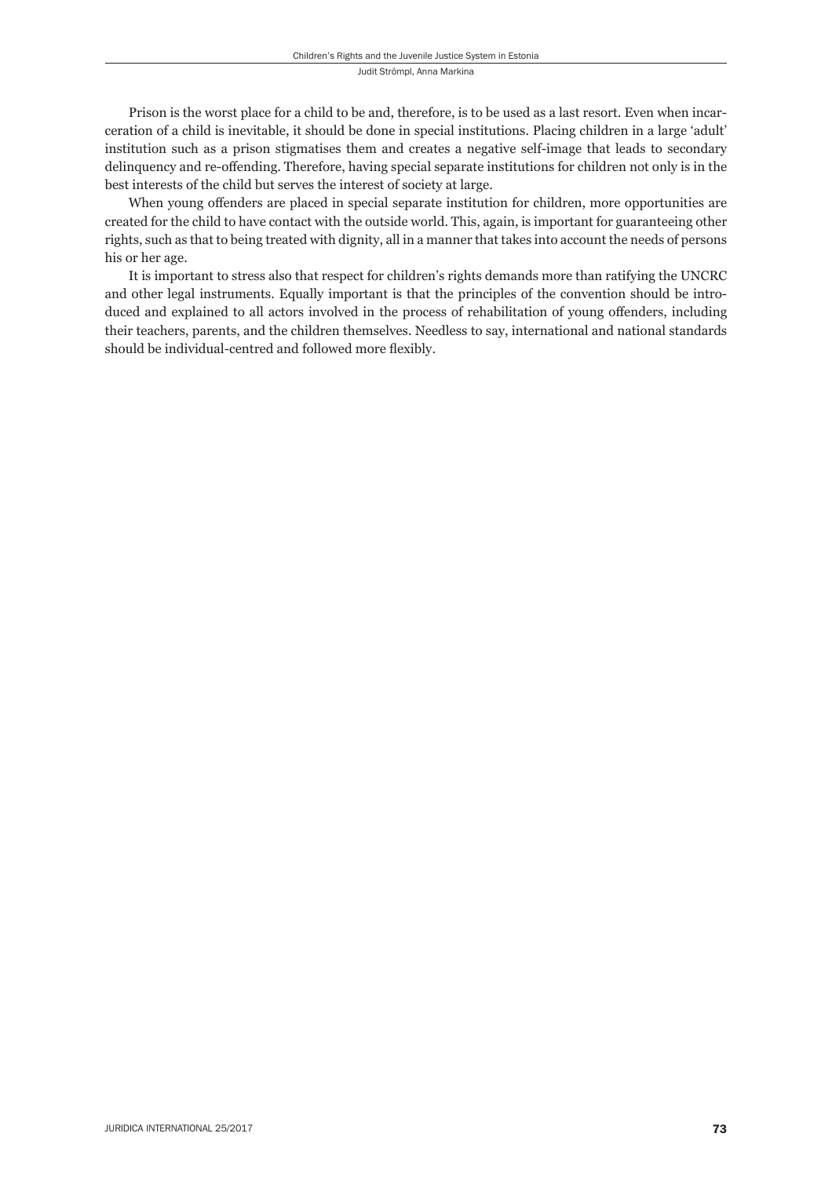Prison is the worst place for a child to be and, therefore, is to be used as a last resort. Even when incarceration of a child is inevitable, it should be done in special institutions. Placing children in a large 'adult' institution such as a prison stigmatises them and creates a negative self-image that leads to secondary delinquency and re-offending. Therefore, having special separate institutions for children not only is in the best interests of the child but serves the interest of society at large.

When young offenders are placed in special separate institution for children, more opportunities are created for the child to have contact with the outside world. This, again, is important for guaranteeing other rights, such as that to being treated with dignity, all in a manner that takes into account the needs of persons his or her age.

It is important to stress also that respect for children's rights demands more than ratifying the UNCRC and other legal instruments. Equally important is that the principles of the convention should be introduced and explained to all actors involved in the process of rehabilitation of young offenders, including their teachers, parents, and the children themselves. Needless to say, international and national standards should be individual-centred and followed more flexibly.